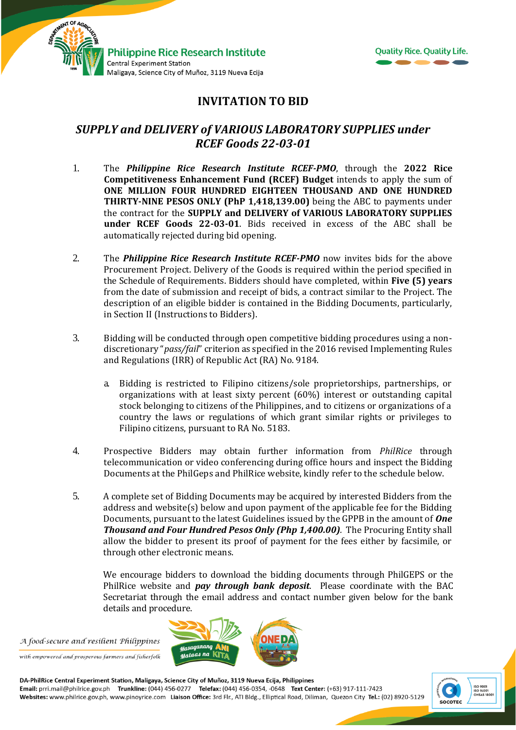# INVITATION TO BID

## *SUPPLY and DELIVERY of VARIOUS LABORATORY SUPPLIES under RCEF Goods 22-03-01*

1. The ***Philippine Rice Research Institute RCEF-PMO***, through the **2022 Rice Competitiveness Enhancement Fund (RCEF) Budget** intends to apply the sum of **ONE MILLION FOUR HUNDRED EIGHTEEN THOUSAND AND ONE HUNDRED THIRTY-NINE PESOS ONLY (PhP 1,418,139.00)** being the ABC to payments under the contract for the **SUPPLY and DELIVERY of VARIOUS LABORATORY SUPPLIES under RCEF Goods 22-03-01**. Bids received in excess of the ABC shall be automatically rejected during bid opening.

2. The ***Philippine Rice Research Institute RCEF-PMO*** now invites bids for the above Procurement Project. Delivery of the Goods is required within the period specified in the Schedule of Requirements. Bidders should have completed, within **Five (5) years** from the date of submission and receipt of bids, a contract similar to the Project. The description of an eligible bidder is contained in the Bidding Documents, particularly, in Section II (Instructions to Bidders).

3. Bidding will be conducted through open competitive bidding procedures using a non-discretionary "*pass/fail*" criterion as specified in the 2016 revised Implementing Rules and Regulations (IRR) of Republic Act (RA) No. 9184.

   a. Bidding is restricted to Filipino citizens/sole proprietorships, partnerships, or organizations with at least sixty percent (60%) interest or outstanding capital stock belonging to citizens of the Philippines, and to citizens or organizations of a country the laws or regulations of which grant similar rights or privileges to Filipino citizens, pursuant to RA No. 5183.

4. Prospective Bidders may obtain further information from *PhilRice* through telecommunication or video conferencing during office hours and inspect the Bidding Documents at the PhilGeps and PhilRice website, kindly refer to the schedule below.

5. A complete set of Bidding Documents may be acquired by interested Bidders from the address and website(s) below and upon payment of the applicable fee for the Bidding Documents, pursuant to the latest Guidelines issued by the GPPB in the amount of ***One Thousand and Four Hundred Pesos Only (Php 1,400.00)***. The Procuring Entity shall allow the bidder to present its proof of payment for the fees either by facsimile, or through other electronic means.

   We encourage bidders to download the bidding documents through PhilGEPS or the PhilRice website and ***pay through bank deposit***. Please coordinate with the BAC Secretariat through the email address and contact number given below for the bank details and procedure.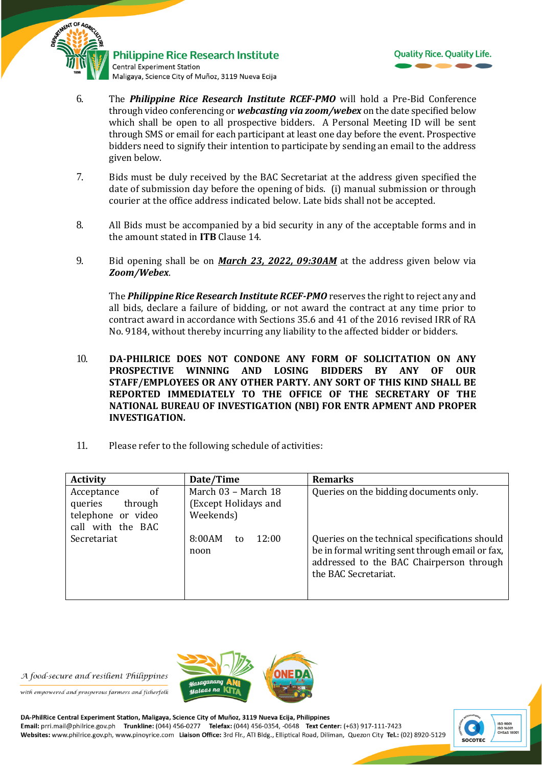6. The ***Philippine Rice Research Institute RCEF-PMO*** will hold a Pre-Bid Conference through video conferencing or ***webcasting via zoom/webex*** on the date specified below which shall be open to all prospective bidders. A Personal Meeting ID will be sent through SMS or email for each participant at least one day before the event. Prospective bidders need to signify their intention to participate by sending an email to the address given below.

7. Bids must be duly received by the BAC Secretariat at the address given specified the date of submission day before the opening of bids. (i) manual submission or through courier at the office address indicated below. Late bids shall not be accepted.

8. All Bids must be accompanied by a bid security in any of the acceptable forms and in the amount stated in **ITB** Clause 14.

9. Bid opening shall be on ***<u>March 23, 2022, 09:30AM</u>*** at the address given below via ***Zoom/Webex***.

   The ***Philippine Rice Research Institute RCEF-PMO*** reserves the right to reject any and all bids, declare a failure of bidding, or not award the contract at any time prior to contract award in accordance with Sections 35.6 and 41 of the 2016 revised IRR of RA No. 9184, without thereby incurring any liability to the affected bidder or bidders.

10. **DA-PHILRICE DOES NOT CONDONE ANY FORM OF SOLICITATION ON ANY PROSPECTIVE WINNING AND LOSING BIDDERS BY ANY OF OUR STAFF/EMPLOYEES OR ANY OTHER PARTY. ANY SORT OF THIS KIND SHALL BE REPORTED IMMEDIATELY TO THE OFFICE OF THE SECRETARY OF THE NATIONAL BUREAU OF INVESTIGATION (NBI) FOR ENTR APMENT AND PROPER INVESTIGATION.**

11. Please refer to the following schedule of activities:

| Activity | Date/Time | Remarks |
|---|---|---|
| Acceptance of queries through telephone or video call with the BAC Secretariat | March 03 – March 18 (Except Holidays and Weekends)<br><br>8:00AM to 12:00 noon | Queries on the bidding documents only.<br><br>Queries on the technical specifications should be in formal writing sent through email or fax, addressed to the BAC Chairperson through the BAC Secretariat. |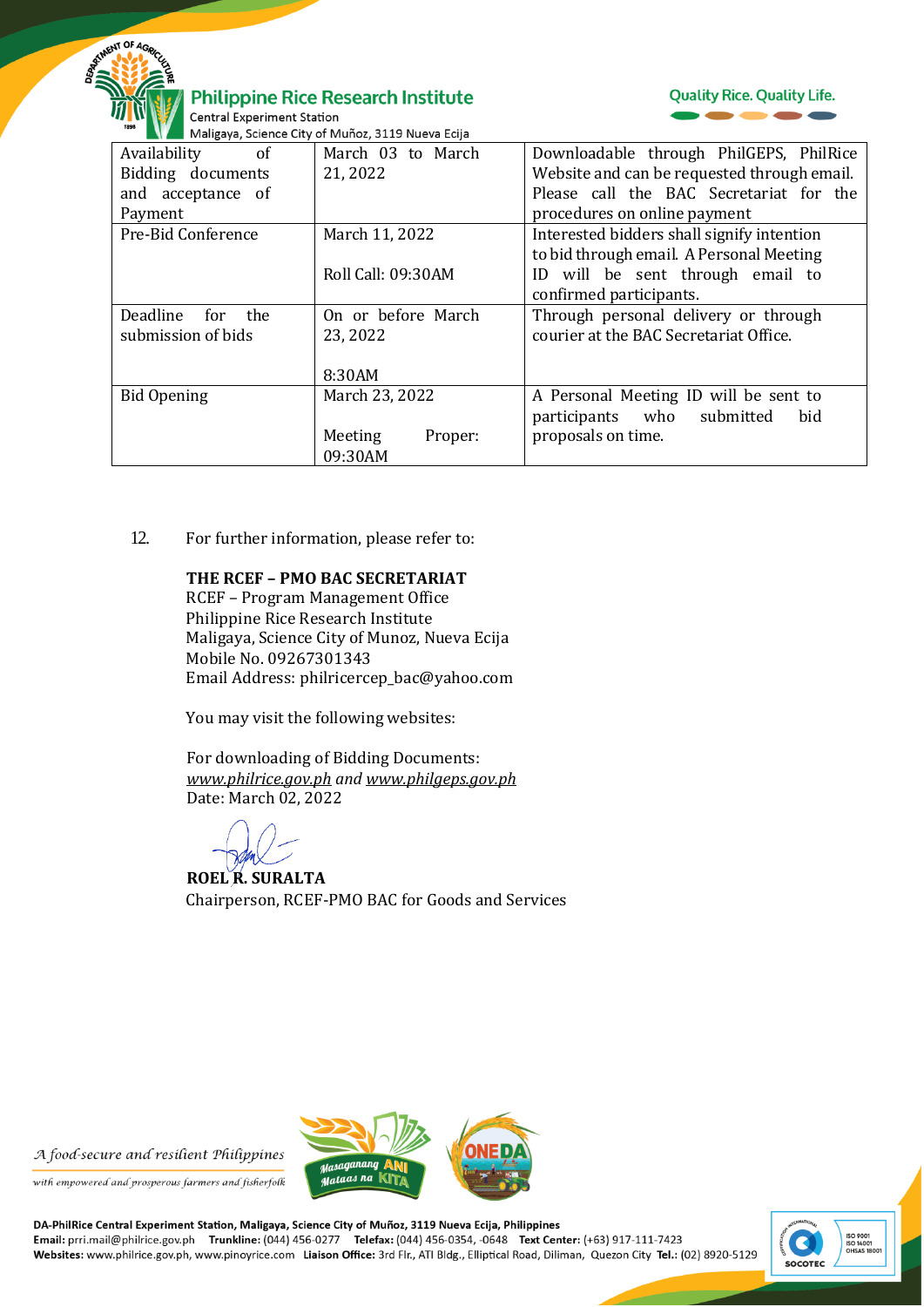| | | |
|---|---|---|
| Availability of Bidding documents and acceptance of Payment | March 03 to March 21, 2022 | Downloadable through PhilGEPS, PhilRice Website and can be requested through email. Please call the BAC Secretariat for the procedures on online payment |
| Pre-Bid Conference | March 11, 2022<br><br>Roll Call: 09:30AM | Interested bidders shall signify intention to bid through email. A Personal Meeting ID will be sent through email to confirmed participants. |
| Deadline for the submission of bids | On or before March 23, 2022<br><br>8:30AM | Through personal delivery or through courier at the BAC Secretariat Office. |
| Bid Opening | March 23, 2022<br><br>Meeting Proper: 09:30AM | A Personal Meeting ID will be sent to participants who submitted bid proposals on time. |

12. For further information, please refer to:

**THE RCEF – PMO BAC SECRETARIAT**
RCEF – Program Management Office
Philippine Rice Research Institute
Maligaya, Science City of Munoz, Nueva Ecija
Mobile No. 09267301343
Email Address: philricercep_bac@yahoo.com

You may visit the following websites:

For downloading of Bidding Documents:
*www.philrice.gov.ph and www.philgeps.gov.ph*
Date: March 02, 2022

**ROEL R. SURALTA**
Chairperson, RCEF-PMO BAC for Goods and Services